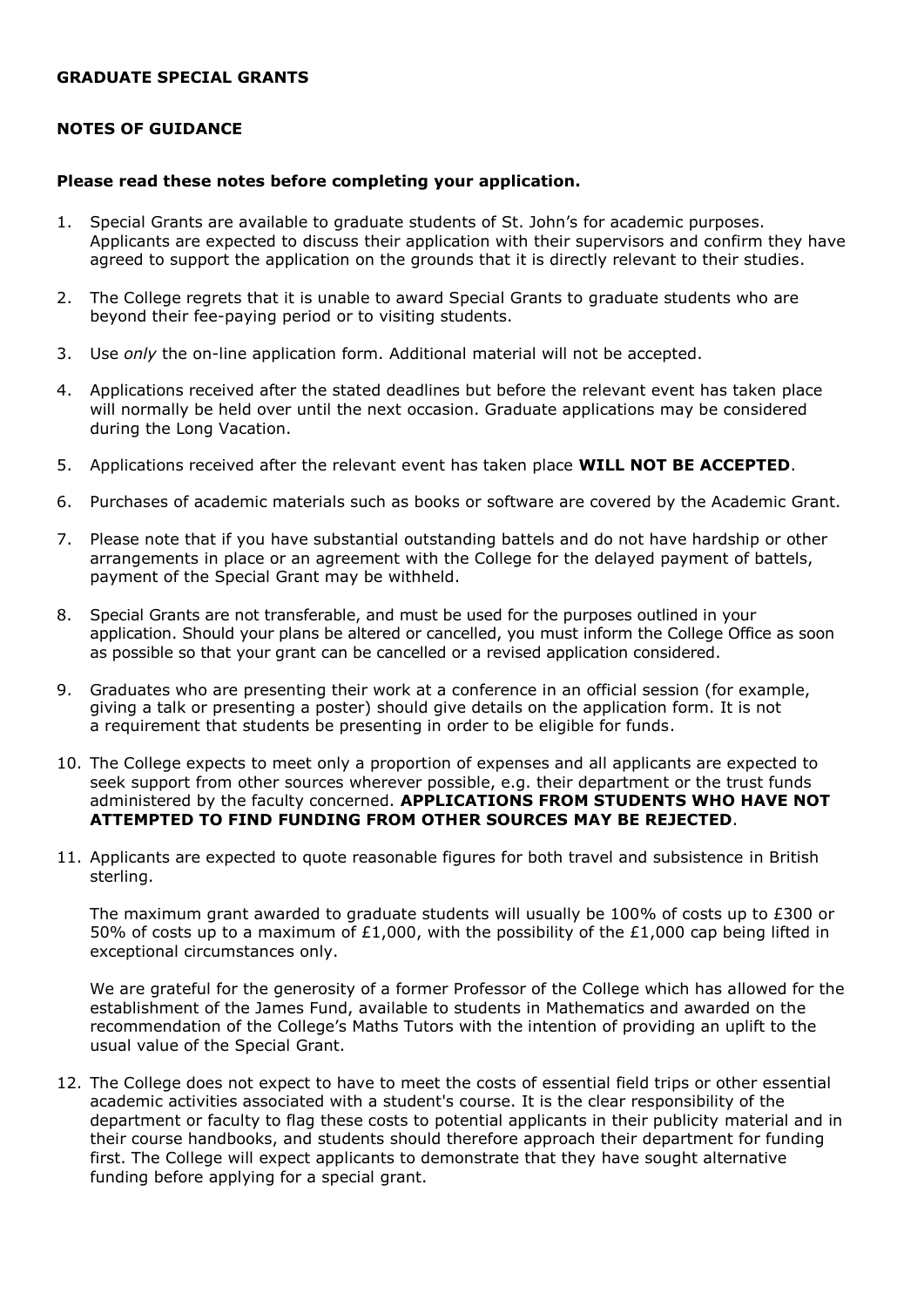**GRADUATE SPECIAL GRANTS**

**NOTES OF GUIDANCE**

**Please read these notes before completing your application.**

1. Special Grants are available to graduate students of St. John's for academic purposes. Applicants are expected to discuss their application with their supervisors and confirm they have agreed to support the application on the grounds that it is directly relevant to their studies.

2. The College regrets that it is unable to award Special Grants to graduate students who are beyond their fee-paying period or to visiting students.

3. Use *only* the on-line application form. Additional material will not be accepted.

4. Applications received after the stated deadlines but before the relevant event has taken place will normally be held over until the next occasion. Graduate applications may be considered during the Long Vacation.

5. Applications received after the relevant event has taken place **WILL NOT BE ACCEPTED**.

6. Purchases of academic materials such as books or software are covered by the Academic Grant.

7. Please note that if you have substantial outstanding battels and do not have hardship or other arrangements in place or an agreement with the College for the delayed payment of battels, payment of the Special Grant may be withheld.

8. Special Grants are not transferable, and must be used for the purposes outlined in your application. Should your plans be altered or cancelled, you must inform the College Office as soon as possible so that your grant can be cancelled or a revised application considered.

9. Graduates who are presenting their work at a conference in an official session (for example, giving a talk or presenting a poster) should give details on the application form. It is not a requirement that students be presenting in order to be eligible for funds.

10. The College expects to meet only a proportion of expenses and all applicants are expected to seek support from other sources wherever possible, e.g. their department or the trust funds administered by the faculty concerned. **APPLICATIONS FROM STUDENTS WHO HAVE NOT ATTEMPTED TO FIND FUNDING FROM OTHER SOURCES MAY BE REJECTED**.

11. Applicants are expected to quote reasonable figures for both travel and subsistence in British sterling.

    The maximum grant awarded to graduate students will usually be 100% of costs up to £300 or 50% of costs up to a maximum of £1,000, with the possibility of the £1,000 cap being lifted in exceptional circumstances only.

    We are grateful for the generosity of a former Professor of the College which has allowed for the establishment of the James Fund, available to students in Mathematics and awarded on the recommendation of the College's Maths Tutors with the intention of providing an uplift to the usual value of the Special Grant.

12. The College does not expect to have to meet the costs of essential field trips or other essential academic activities associated with a student's course. It is the clear responsibility of the department or faculty to flag these costs to potential applicants in their publicity material and in their course handbooks, and students should therefore approach their department for funding first. The College will expect applicants to demonstrate that they have sought alternative funding before applying for a special grant.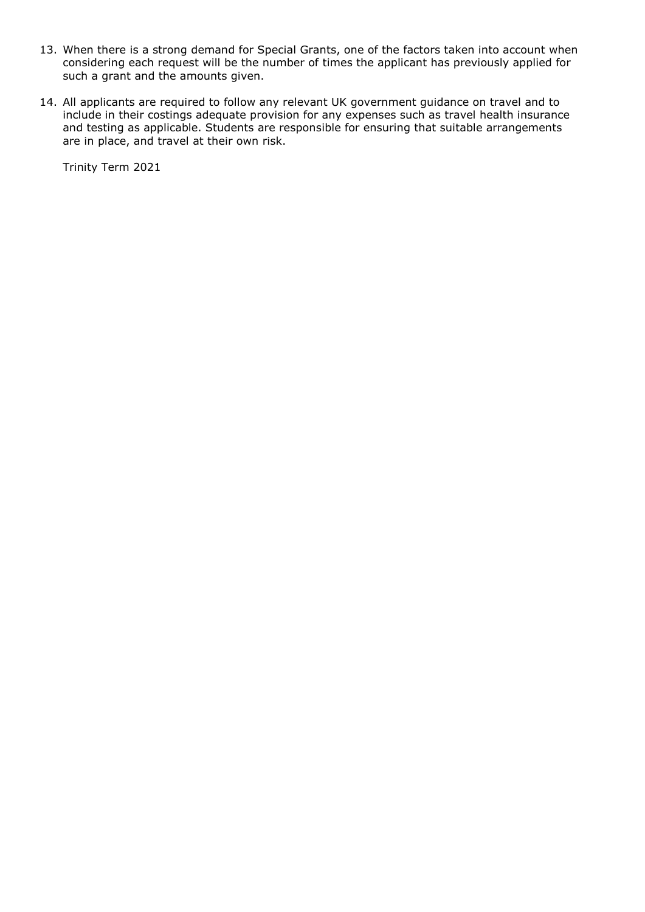13. When there is a strong demand for Special Grants, one of the factors taken into account when considering each request will be the number of times the applicant has previously applied for such a grant and the amounts given.

14. All applicants are required to follow any relevant UK government guidance on travel and to include in their costings adequate provision for any expenses such as travel health insurance and testing as applicable. Students are responsible for ensuring that suitable arrangements are in place, and travel at their own risk.

Trinity Term 2021